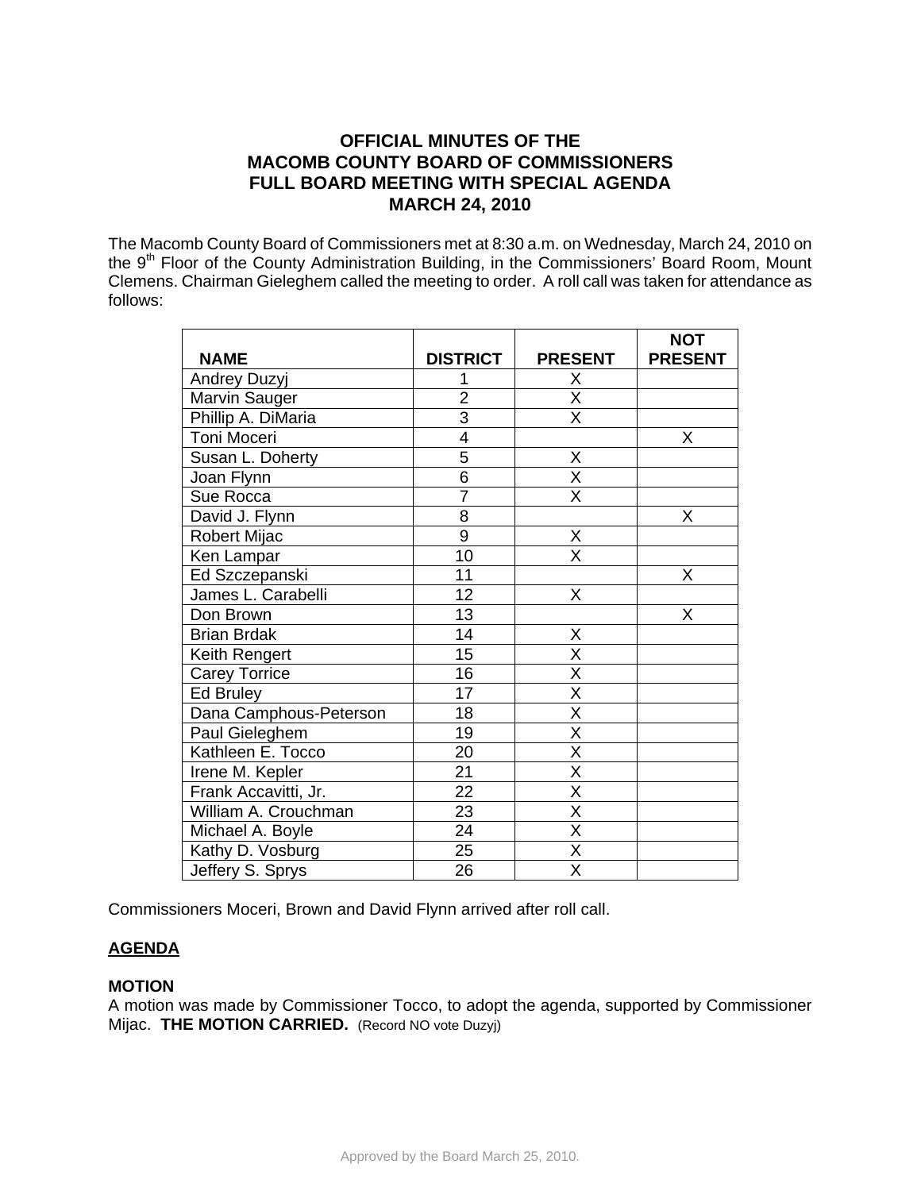# OFFICIAL MINUTES OF THE MACOMB COUNTY BOARD OF COMMISSIONERS FULL BOARD MEETING WITH SPECIAL AGENDA MARCH 24, 2010

The Macomb County Board of Commissioners met at 8:30 a.m. on Wednesday, March 24, 2010 on the 9th Floor of the County Administration Building, in the Commissioners' Board Room, Mount Clemens. Chairman Gieleghem called the meeting to order. A roll call was taken for attendance as follows:

| NAME | DISTRICT | PRESENT | NOT PRESENT |
|---|---|---|---|
| Andrey Duzyj | 1 | X | |
| Marvin Sauger | 2 | X | |
| Phillip A. DiMaria | 3 | X | |
| Toni Moceri | 4 | | X |
| Susan L. Doherty | 5 | X | |
| Joan Flynn | 6 | X | |
| Sue Rocca | 7 | X | |
| David J. Flynn | 8 | | X |
| Robert Mijac | 9 | X | |
| Ken Lampar | 10 | X | |
| Ed Szczepanski | 11 | | X |
| James L. Carabelli | 12 | X | |
| Don Brown | 13 | | X |
| Brian Brdak | 14 | X | |
| Keith Rengert | 15 | X | |
| Carey Torrice | 16 | X | |
| Ed Bruley | 17 | X | |
| Dana Camphous-Peterson | 18 | X | |
| Paul Gieleghem | 19 | X | |
| Kathleen E. Tocco | 20 | X | |
| Irene M. Kepler | 21 | X | |
| Frank Accavitti, Jr. | 22 | X | |
| William A. Crouchman | 23 | X | |
| Michael A. Boyle | 24 | X | |
| Kathy D. Vosburg | 25 | X | |
| Jeffery S. Sprys | 26 | X | |

Commissioners Moceri, Brown and David Flynn arrived after roll call.

## AGENDA

**MOTION**

A motion was made by Commissioner Tocco, to adopt the agenda, supported by Commissioner Mijac. **THE MOTION CARRIED.** (Record NO vote Duzyj)

Approved by the Board March 25, 2010.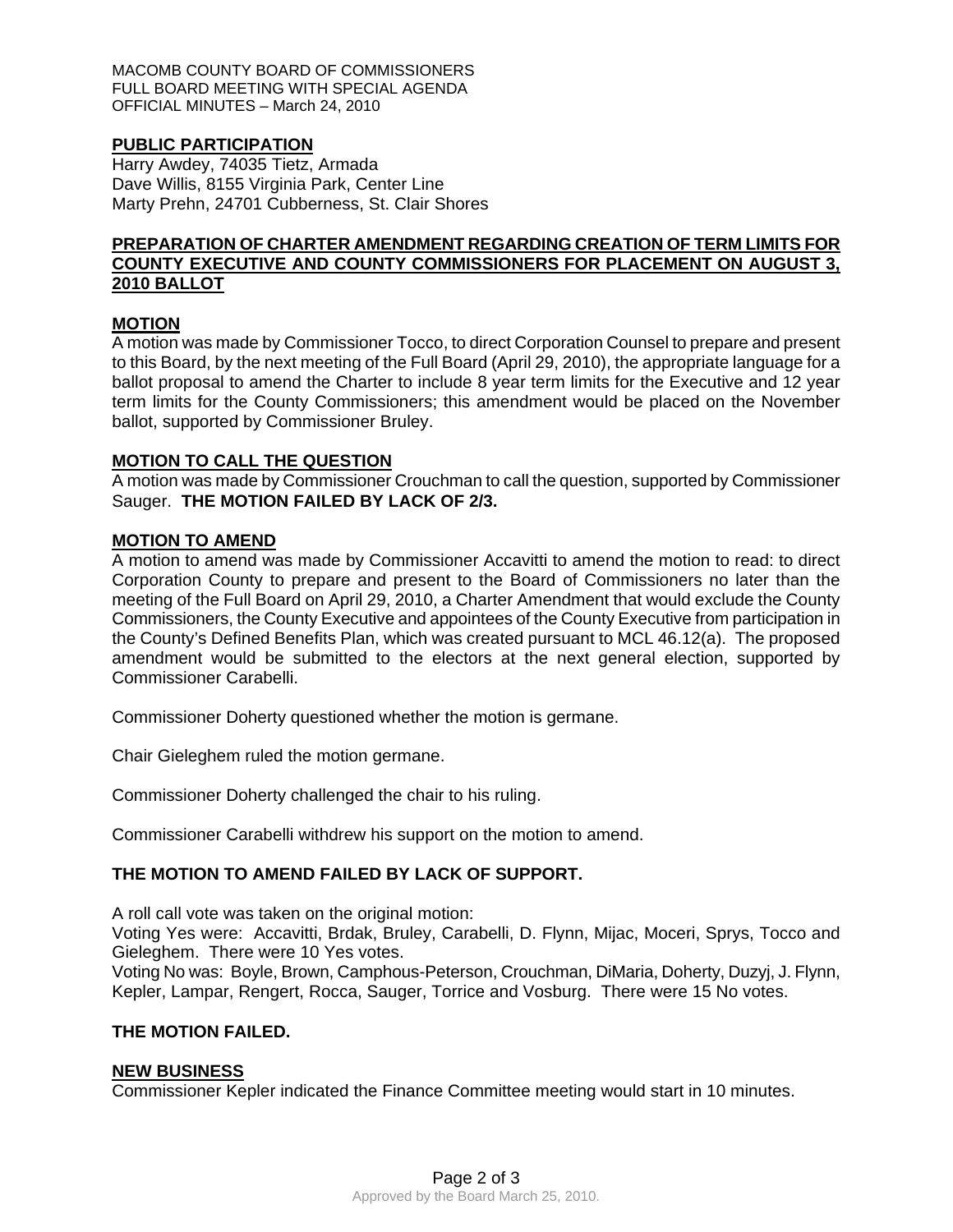MACOMB COUNTY BOARD OF COMMISSIONERS
FULL BOARD MEETING WITH SPECIAL AGENDA
OFFICIAL MINUTES – March 24, 2010

## PUBLIC PARTICIPATION

Harry Awdey, 74035 Tietz, Armada
Dave Willis, 8155 Virginia Park, Center Line
Marty Prehn, 24701 Cubberness, St. Clair Shores

## PREPARATION OF CHARTER AMENDMENT REGARDING CREATION OF TERM LIMITS FOR COUNTY EXECUTIVE AND COUNTY COMMISSIONERS FOR PLACEMENT ON AUGUST 3, 2010 BALLOT

## MOTION

A motion was made by Commissioner Tocco, to direct Corporation Counsel to prepare and present to this Board, by the next meeting of the Full Board (April 29, 2010), the appropriate language for a ballot proposal to amend the Charter to include 8 year term limits for the Executive and 12 year term limits for the County Commissioners; this amendment would be placed on the November ballot, supported by Commissioner Bruley.

## MOTION TO CALL THE QUESTION

A motion was made by Commissioner Crouchman to call the question, supported by Commissioner Sauger. **THE MOTION FAILED BY LACK OF 2/3.**

## MOTION TO AMEND

A motion to amend was made by Commissioner Accavitti to amend the motion to read: to direct Corporation County to prepare and present to the Board of Commissioners no later than the meeting of the Full Board on April 29, 2010, a Charter Amendment that would exclude the County Commissioners, the County Executive and appointees of the County Executive from participation in the County's Defined Benefits Plan, which was created pursuant to MCL 46.12(a). The proposed amendment would be submitted to the electors at the next general election, supported by Commissioner Carabelli.

Commissioner Doherty questioned whether the motion is germane.

Chair Gieleghem ruled the motion germane.

Commissioner Doherty challenged the chair to his ruling.

Commissioner Carabelli withdrew his support on the motion to amend.

**THE MOTION TO AMEND FAILED BY LACK OF SUPPORT.**

A roll call vote was taken on the original motion:
Voting Yes were: Accavitti, Brdak, Bruley, Carabelli, D. Flynn, Mijac, Moceri, Sprys, Tocco and Gieleghem. There were 10 Yes votes.
Voting No was: Boyle, Brown, Camphous-Peterson, Crouchman, DiMaria, Doherty, Duzyj, J. Flynn, Kepler, Lampar, Rengert, Rocca, Sauger, Torrice and Vosburg. There were 15 No votes.

**THE MOTION FAILED.**

## NEW BUSINESS

Commissioner Kepler indicated the Finance Committee meeting would start in 10 minutes.

Approved by the Board March 25, 2010.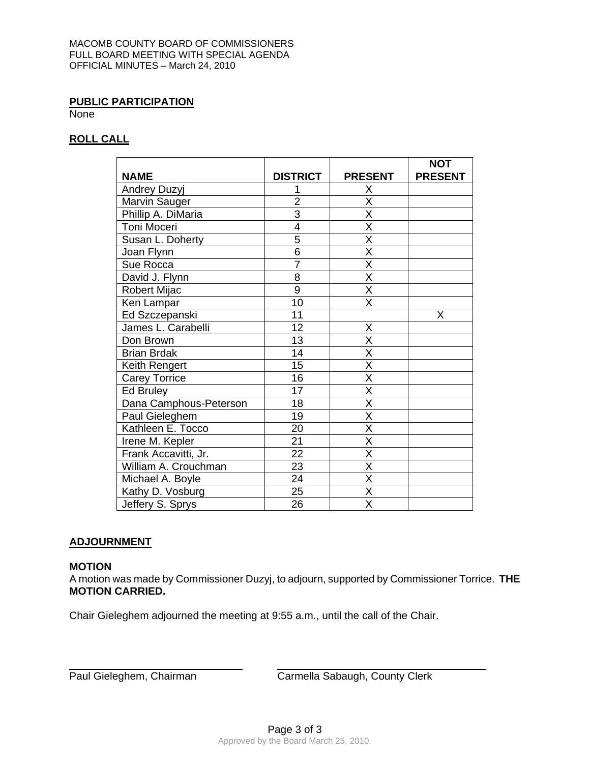## PUBLIC PARTICIPATION

None

## ROLL CALL

| NAME | DISTRICT | PRESENT | NOT PRESENT |
|---|---|---|---|
| Andrey Duzyj | 1 | X | |
| Marvin Sauger | 2 | X | |
| Phillip A. DiMaria | 3 | X | |
| Toni Moceri | 4 | X | |
| Susan L. Doherty | 5 | X | |
| Joan Flynn | 6 | X | |
| Sue Rocca | 7 | X | |
| David J. Flynn | 8 | X | |
| Robert Mijac | 9 | X | |
| Ken Lampar | 10 | X | |
| Ed Szczepanski | 11 | | X |
| James L. Carabelli | 12 | X | |
| Don Brown | 13 | X | |
| Brian Brdak | 14 | X | |
| Keith Rengert | 15 | X | |
| Carey Torrice | 16 | X | |
| Ed Bruley | 17 | X | |
| Dana Camphous-Peterson | 18 | X | |
| Paul Gieleghem | 19 | X | |
| Kathleen E. Tocco | 20 | X | |
| Irene M. Kepler | 21 | X | |
| Frank Accavitti, Jr. | 22 | X | |
| William A. Crouchman | 23 | X | |
| Michael A. Boyle | 24 | X | |
| Kathy D. Vosburg | 25 | X | |
| Jeffery S. Sprys | 26 | X | |

## ADJOURNMENT

**MOTION**

A motion was made by Commissioner Duzyj, to adjourn, supported by Commissioner Torrice. **THE MOTION CARRIED.**

Chair Gieleghem adjourned the meeting at 9:55 a.m., until the call of the Chair.

Paul Gieleghem, Chairman

Carmella Sabaugh, County Clerk

Approved by the Board March 25, 2010.